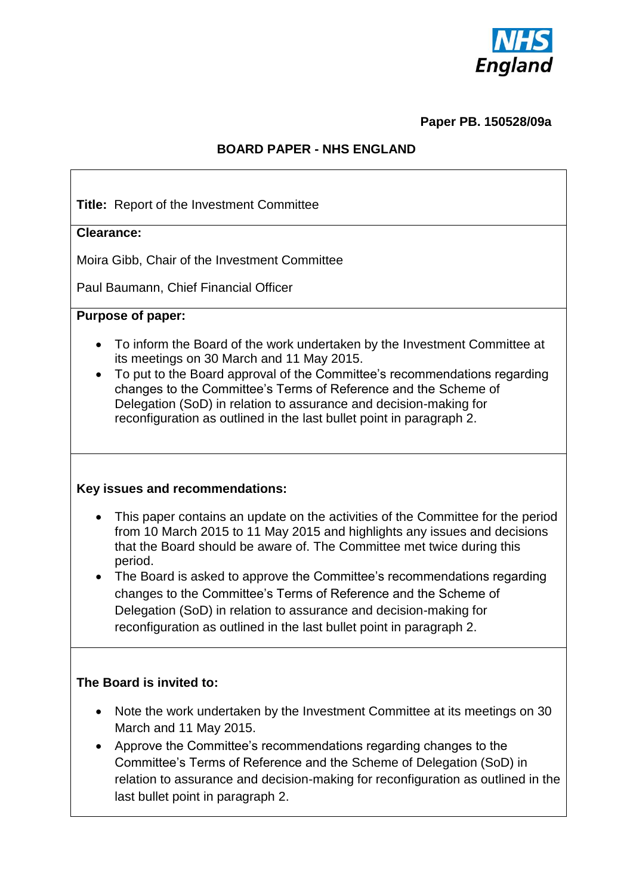NHS England

**Paper PB. 150528/09a**

**BOARD PAPER - NHS ENGLAND**

**Title:** Report of the Investment Committee

**Clearance:**

Moira Gibb, Chair of the Investment Committee

Paul Baumann, Chief Financial Officer

**Purpose of paper:**

- To inform the Board of the work undertaken by the Investment Committee at its meetings on 30 March and 11 May 2015.
- To put to the Board approval of the Committee's recommendations regarding changes to the Committee's Terms of Reference and the Scheme of Delegation (SoD) in relation to assurance and decision-making for reconfiguration as outlined in the last bullet point in paragraph 2.

**Key issues and recommendations:**

- This paper contains an update on the activities of the Committee for the period from 10 March 2015 to 11 May 2015 and highlights any issues and decisions that the Board should be aware of. The Committee met twice during this period.
- The Board is asked to approve the Committee's recommendations regarding changes to the Committee's Terms of Reference and the Scheme of Delegation (SoD) in relation to assurance and decision-making for reconfiguration as outlined in the last bullet point in paragraph 2.

**The Board is invited to:**

- Note the work undertaken by the Investment Committee at its meetings on 30 March and 11 May 2015.
- Approve the Committee's recommendations regarding changes to the Committee's Terms of Reference and the Scheme of Delegation (SoD) in relation to assurance and decision-making for reconfiguration as outlined in the last bullet point in paragraph 2.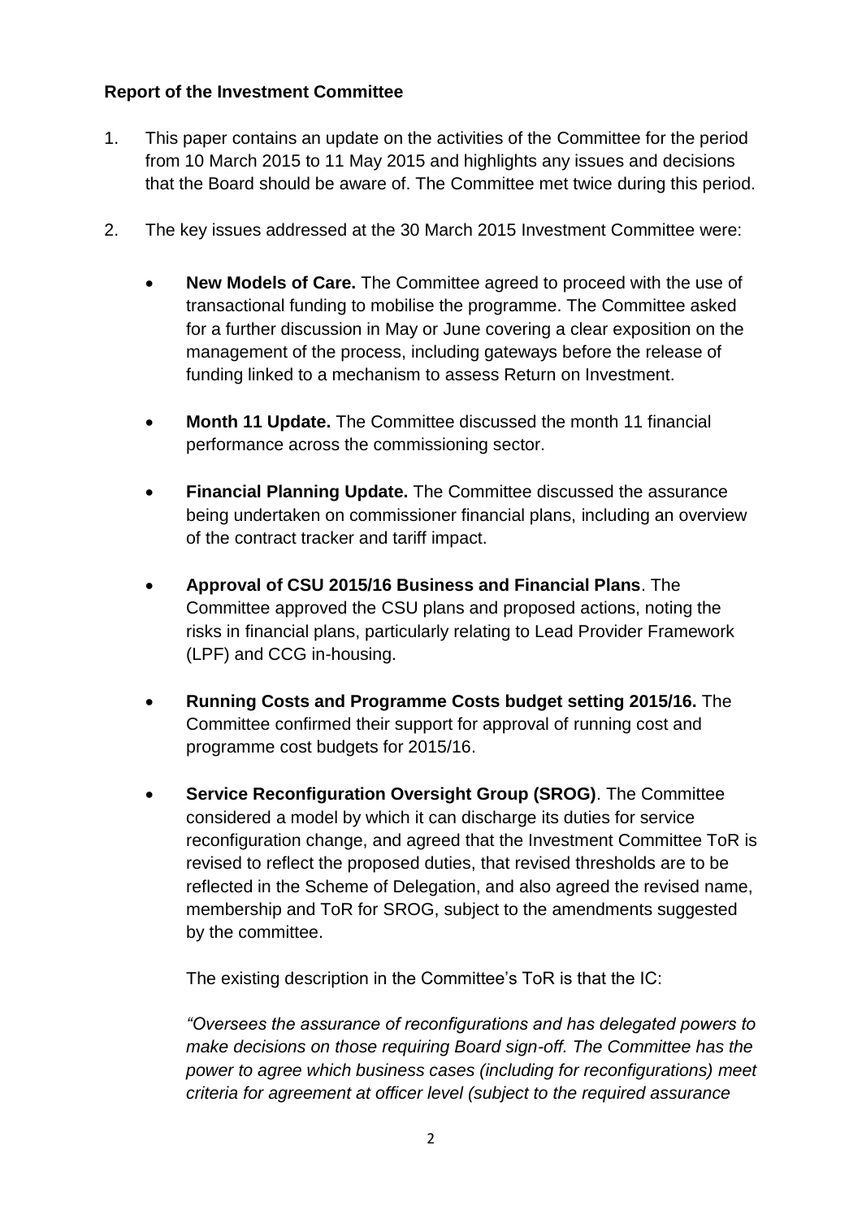**Report of the Investment Committee**

1. This paper contains an update on the activities of the Committee for the period from 10 March 2015 to 11 May 2015 and highlights any issues and decisions that the Board should be aware of. The Committee met twice during this period.

2. The key issues addressed at the 30 March 2015 Investment Committee were:

   - **New Models of Care.** The Committee agreed to proceed with the use of transactional funding to mobilise the programme. The Committee asked for a further discussion in May or June covering a clear exposition on the management of the process, including gateways before the release of funding linked to a mechanism to assess Return on Investment.

   - **Month 11 Update.** The Committee discussed the month 11 financial performance across the commissioning sector.

   - **Financial Planning Update.** The Committee discussed the assurance being undertaken on commissioner financial plans, including an overview of the contract tracker and tariff impact.

   - **Approval of CSU 2015/16 Business and Financial Plans**. The Committee approved the CSU plans and proposed actions, noting the risks in financial plans, particularly relating to Lead Provider Framework (LPF) and CCG in-housing.

   - **Running Costs and Programme Costs budget setting 2015/16.** The Committee confirmed their support for approval of running cost and programme cost budgets for 2015/16.

   - **Service Reconfiguration Oversight Group (SROG)**. The Committee considered a model by which it can discharge its duties for service reconfiguration change, and agreed that the Investment Committee ToR is revised to reflect the proposed duties, that revised thresholds are to be reflected in the Scheme of Delegation, and also agreed the revised name, membership and ToR for SROG, subject to the amendments suggested by the committee.

     The existing description in the Committee's ToR is that the IC:

     *"Oversees the assurance of reconfigurations and has delegated powers to make decisions on those requiring Board sign-off. The Committee has the power to agree which business cases (including for reconfigurations) meet criteria for agreement at officer level (subject to the required assurance*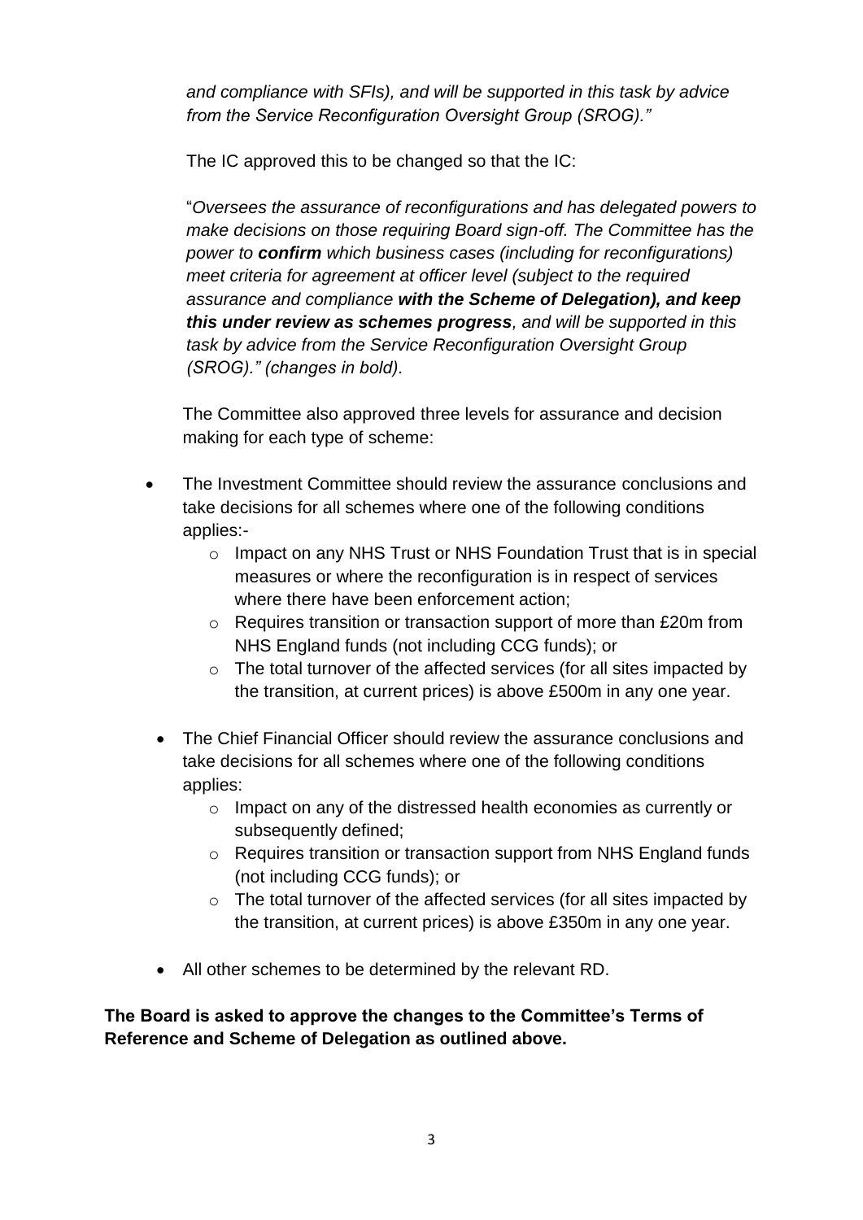*and compliance with SFIs), and will be supported in this task by advice from the Service Reconfiguration Oversight Group (SROG)."*

The IC approved this to be changed so that the IC:

"*Oversees the assurance of reconfigurations and has delegated powers to make decisions on those requiring Board sign-off. The Committee has the power to **confirm** which business cases (including for reconfigurations) meet criteria for agreement at officer level (subject to the required assurance and compliance **with the Scheme of Delegation), and keep this under review as schemes progress**, and will be supported in this task by advice from the Service Reconfiguration Oversight Group (SROG)." (changes in bold).*

The Committee also approved three levels for assurance and decision making for each type of scheme:

- The Investment Committee should review the assurance conclusions and take decisions for all schemes where one of the following conditions applies:-
  - Impact on any NHS Trust or NHS Foundation Trust that is in special measures or where the reconfiguration is in respect of services where there have been enforcement action;
  - Requires transition or transaction support of more than £20m from NHS England funds (not including CCG funds); or
  - The total turnover of the affected services (for all sites impacted by the transition, at current prices) is above £500m in any one year.
- The Chief Financial Officer should review the assurance conclusions and take decisions for all schemes where one of the following conditions applies:
  - Impact on any of the distressed health economies as currently or subsequently defined;
  - Requires transition or transaction support from NHS England funds (not including CCG funds); or
  - The total turnover of the affected services (for all sites impacted by the transition, at current prices) is above £350m in any one year.
- All other schemes to be determined by the relevant RD.

**The Board is asked to approve the changes to the Committee's Terms of Reference and Scheme of Delegation as outlined above.**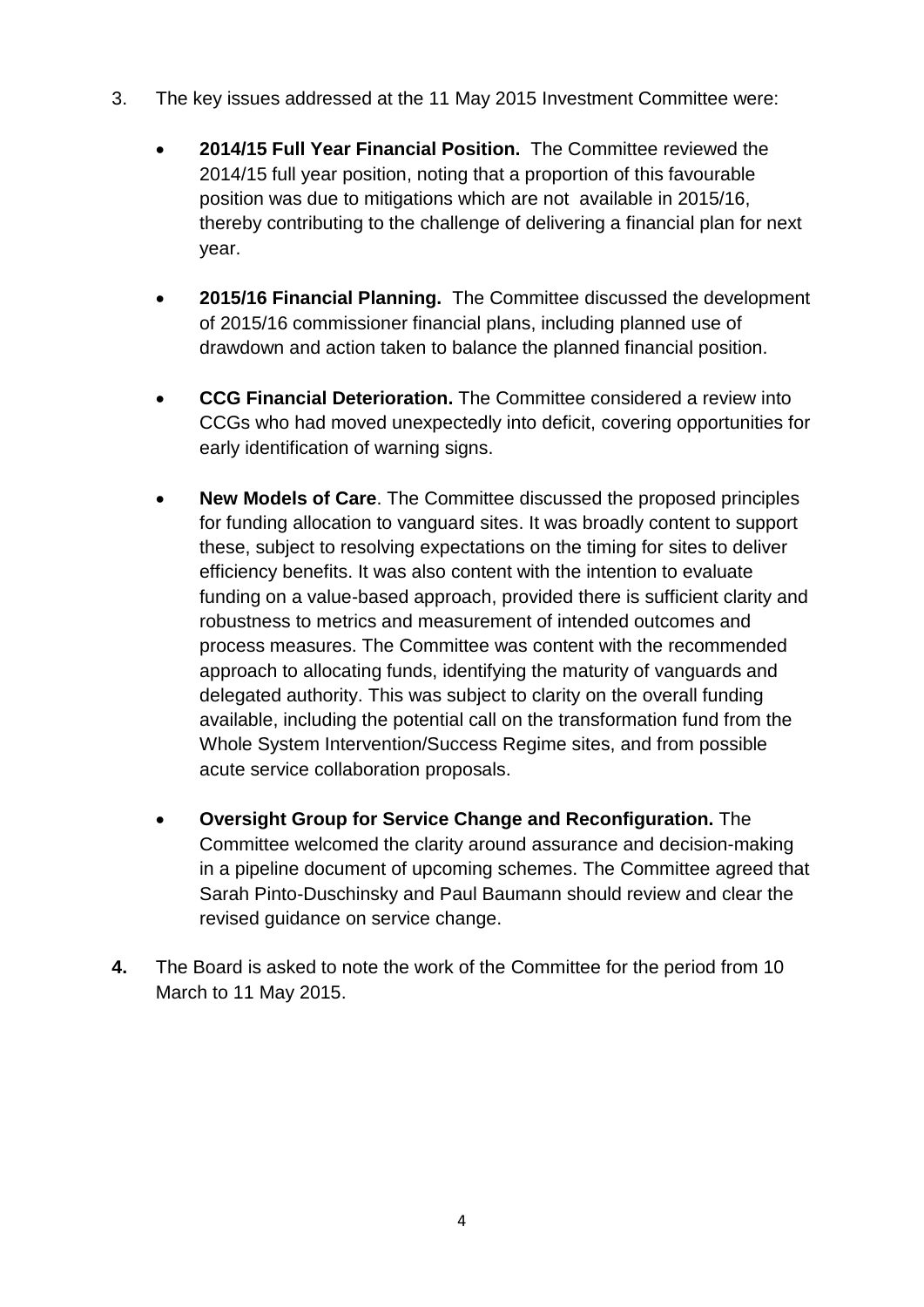3. The key issues addressed at the 11 May 2015 Investment Committee were:

   - **2014/15 Full Year Financial Position.** The Committee reviewed the 2014/15 full year position, noting that a proportion of this favourable position was due to mitigations which are not available in 2015/16, thereby contributing to the challenge of delivering a financial plan for next year.

   - **2015/16 Financial Planning.** The Committee discussed the development of 2015/16 commissioner financial plans, including planned use of drawdown and action taken to balance the planned financial position.

   - **CCG Financial Deterioration.** The Committee considered a review into CCGs who had moved unexpectedly into deficit, covering opportunities for early identification of warning signs.

   - **New Models of Care**. The Committee discussed the proposed principles for funding allocation to vanguard sites. It was broadly content to support these, subject to resolving expectations on the timing for sites to deliver efficiency benefits. It was also content with the intention to evaluate funding on a value-based approach, provided there is sufficient clarity and robustness to metrics and measurement of intended outcomes and process measures. The Committee was content with the recommended approach to allocating funds, identifying the maturity of vanguards and delegated authority. This was subject to clarity on the overall funding available, including the potential call on the transformation fund from the Whole System Intervention/Success Regime sites, and from possible acute service collaboration proposals.

   - **Oversight Group for Service Change and Reconfiguration.** The Committee welcomed the clarity around assurance and decision-making in a pipeline document of upcoming schemes. The Committee agreed that Sarah Pinto-Duschinsky and Paul Baumann should review and clear the revised guidance on service change.

**4.** The Board is asked to note the work of the Committee for the period from 10 March to 11 May 2015.